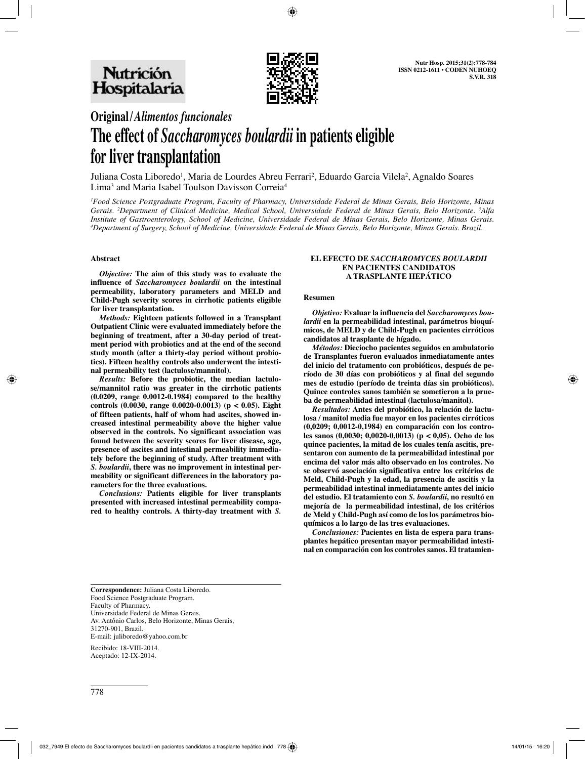**Original / *Alimentos funcionales***

# The effect of *Saccharomyces boulardii* in patients eligible for liver transplantation

Juliana Costa Liboredo[1], Maria de Lourdes Abreu Ferrari[2], Eduardo Garcia Vilela[2], Agnaldo Soares Lima[3] and Maria Isabel Toulson Davisson Correia[4]

[1]*Food Science Postgraduate Program, Faculty of Pharmacy, Universidade Federal de Minas Gerais, Belo Horizonte, Minas Gerais.* [2]*Department of Clinical Medicine, Medical School, Universidade Federal de Minas Gerais, Belo Horizonte.* [3]*Alfa Institute of Gastroenterology, School of Medicine, Universidade Federal de Minas Gerais, Belo Horizonte, Minas Gerais.* [4]*Department of Surgery, School of Medicine, Universidade Federal de Minas Gerais, Belo Horizonte, Minas Gerais. Brazil.*

## Abstract

***Objective:*** **The aim of this study was to evaluate the influence of *Saccharomyces boulardii* on the intestinal permeability, laboratory parameters and MELD and Child-Pugh severity scores in cirrhotic patients eligible for liver transplantation.**

***Methods:*** **Eighteen patients followed in a Transplant Outpatient Clinic were evaluated immediately before the beginning of treatment, after a 30-day period of treatment period with probiotics and at the end of the second study month (after a thirty-day period without probiotics). Fifteen healthy controls also underwent the intestinal permeability test (lactulose/mannitol).**

***Results:*** **Before the probiotic, the median lactulose/mannitol ratio was greater in the cirrhotic patients (0.0209, range 0.0012-0.1984) compared to the healthy controls (0.0030, range 0.0020-0.0013) ($p < 0.05$). Eight of fifteen patients, half of whom had ascites, showed increased intestinal permeability above the higher value observed in the controls. No significant association was found between the severity scores for liver disease, age, presence of ascites and intestinal permeability immediately before the beginning of study. After treatment with *S. boulardii*, there was no improvement in intestinal permeability or significant differences in the laboratory parameters for the three evaluations.**

***Conclusions:*** **Patients eligible for liver transplants presented with increased intestinal permeability compared to healthy controls. A thirty-day treatment with *S.***

## EL EFECTO DE *SACCHAROMYCES BOULARDII* EN PACIENTES CANDIDATOS A TRASPLANTE HEPÁTICO

### Resumen

***Objetivo:*** **Evaluar la influencia del *Saccharomyces boulardii* en la permeabilidad intestinal, parámetros bioquímicos, de MELD y de Child-Pugh en pacientes cirróticos candidatos al trasplante de hígado.**

***Métodos:*** **Dieciocho pacientes seguidos en ambulatorio de Transplantes fueron evaluados inmediatamente antes del inicio del tratamento con probióticos, después de período de 30 días con probióticos y al final del segundo mes de estudio (período de treinta días sin probióticos). Quince controles sanos también se sometieron a la prueba de permeabilidad intestinal (lactulosa/manitol).**

***Resultados:*** **Antes del probiótico, la relación de lactulosa / manitol media fue mayor en los pacientes cirróticos (0,0209; 0,0012-0,1984) en comparación con los controles sanos (0,0030; 0,0020-0,0013) ($p < 0,05$). Ocho de los quince pacientes, la mitad de los cuales tenía ascitis, presentaron con aumento de la permeabilidad intestinal por encima del valor más alto observado en los controles. No se observó asociación significativa entre los critérios de Meld, Child-Pugh y la edad, la presencia de ascitis y la permeabilidad intestinal inmediatamente antes del inicio del estudio. El tratamiento con *S. boulardii*, no resultó en mejoría de la permeabilidad intestinal, de los critérios de Meld y Child-Pugh así como de los los parámetros bioquímicos a lo largo de las tres evaluaciones.**

***Conclusiones:*** **Pacientes en lista de espera para transplantes hepático presentan mayor permeabilidad intestinal en comparación con los controles sanos. El tratamien-**

**Correspondence:** Juliana Costa Liboredo.
Food Science Postgraduate Program.
Faculty of Pharmacy.
Universidade Federal de Minas Gerais.
Av. Antônio Carlos, Belo Horizonte, Minas Gerais,
31270-901, Brazil.
E-mail: juliboredo@yahoo.com.br

Recibido: 18-VIII-2014.
Aceptado: 12-IX-2014.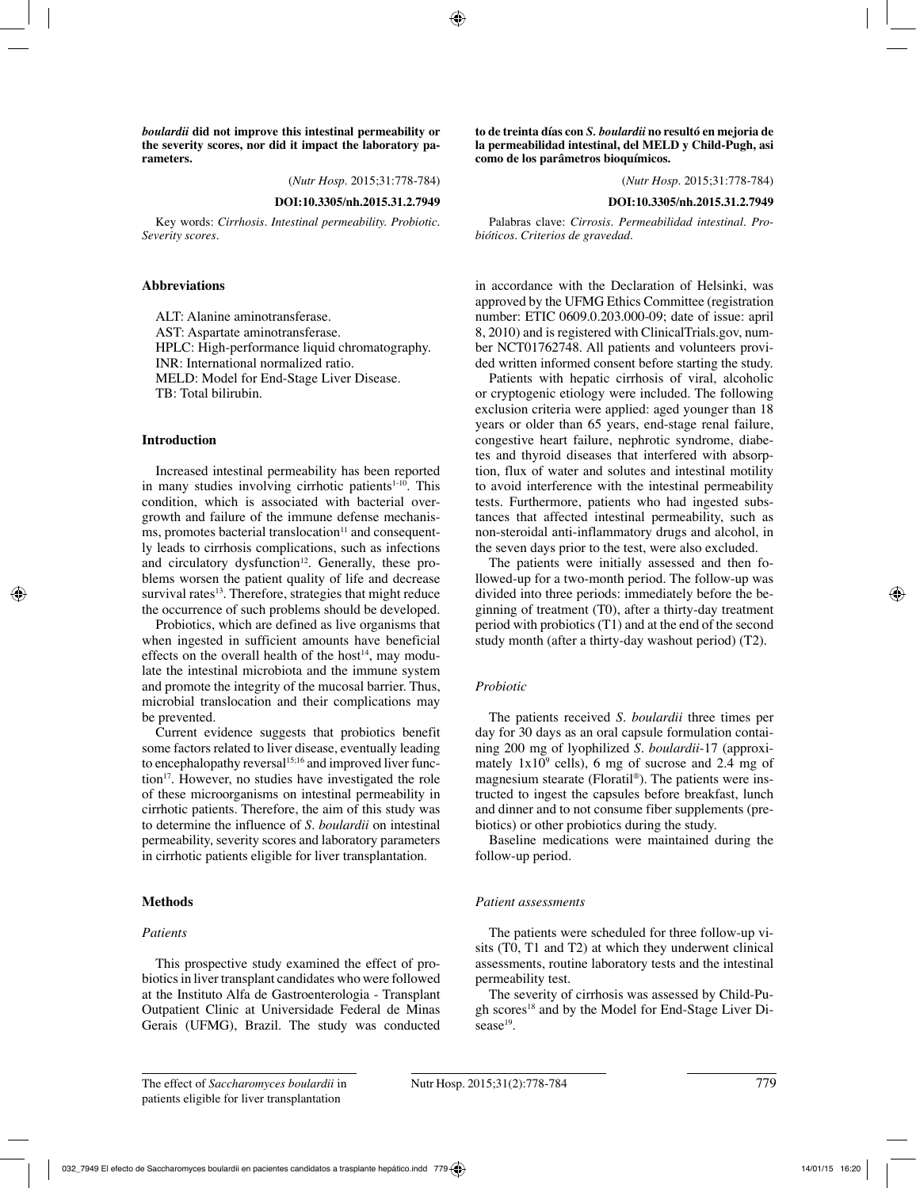***boulardii* did not improve this intestinal permeability or the severity scores, nor did it impact the laboratory parameters.**

(*Nutr Hosp*. 2015;31:778-784)

**DOI:10.3305/nh.2015.31.2.7949**

Key words: *Cirrhosis. Intestinal permeability. Probiotic. Severity scores.*

**to de treinta días con *S. boulardii* no resultó en mejoria de la permeabilidad intestinal, del MELD y Child-Pugh, asi como de los parâmetros bioquímicos.**

(*Nutr Hosp*. 2015;31:778-784)

**DOI:10.3305/nh.2015.31.2.7949**

Palabras clave: *Cirrosis. Permeabilidad intestinal. Probióticos. Criterios de gravedad.*

## Abbreviations

ALT: Alanine aminotransferase.
AST: Aspartate aminotransferase.
HPLC: High-performance liquid chromatography.
INR: International normalized ratio.
MELD: Model for End-Stage Liver Disease.
TB: Total bilirubin.

## Introduction

Increased intestinal permeability has been reported in many studies involving cirrhotic patients[1-10]. This condition, which is associated with bacterial overgrowth and failure of the immune defense mechanisms, promotes bacterial translocation[11] and consequently leads to cirrhosis complications, such as infections and circulatory dysfunction[12]. Generally, these problems worsen the patient quality of life and decrease survival rates[13]. Therefore, strategies that might reduce the occurrence of such problems should be developed.

Probiotics, which are defined as live organisms that when ingested in sufficient amounts have beneficial effects on the overall health of the host[14], may modulate the intestinal microbiota and the immune system and promote the integrity of the mucosal barrier. Thus, microbial translocation and their complications may be prevented.

Current evidence suggests that probiotics benefit some factors related to liver disease, eventually leading to encephalopathy reversal[15,16] and improved liver function[17]. However, no studies have investigated the role of these microorganisms on intestinal permeability in cirrhotic patients. Therefore, the aim of this study was to determine the influence of *S. boulardii* on intestinal permeability, severity scores and laboratory parameters in cirrhotic patients eligible for liver transplantation.

## Methods

### *Patients*

This prospective study examined the effect of probiotics in liver transplant candidates who were followed at the Instituto Alfa de Gastroenterologia - Transplant Outpatient Clinic at Universidade Federal de Minas Gerais (UFMG), Brazil. The study was conducted in accordance with the Declaration of Helsinki, was approved by the UFMG Ethics Committee (registration number: ETIC 0609.0.203.000-09; date of issue: april 8, 2010) and is registered with ClinicalTrials.gov, number NCT01762748. All patients and volunteers provided written informed consent before starting the study.

Patients with hepatic cirrhosis of viral, alcoholic or cryptogenic etiology were included. The following exclusion criteria were applied: aged younger than 18 years or older than 65 years, end-stage renal failure, congestive heart failure, nephrotic syndrome, diabetes and thyroid diseases that interfered with absorption, flux of water and solutes and intestinal motility to avoid interference with the intestinal permeability tests. Furthermore, patients who had ingested substances that affected intestinal permeability, such as non-steroidal anti-inflammatory drugs and alcohol, in the seven days prior to the test, were also excluded.

The patients were initially assessed and then followed-up for a two-month period. The follow-up was divided into three periods: immediately before the beginning of treatment (T0), after a thirty-day treatment period with probiotics (T1) and at the end of the second study month (after a thirty-day washout period) (T2).

### *Probiotic*

The patients received *S. boulardii* three times per day for 30 days as an oral capsule formulation containing 200 mg of lyophilized *S. boulardii*-17 (approximately $1x10^9$ cells), 6 mg of sucrose and 2.4 mg of magnesium stearate (Floratil®). The patients were instructed to ingest the capsules before breakfast, lunch and dinner and to not consume fiber supplements (prebiotics) or other probiotics during the study.

Baseline medications were maintained during the follow-up period.

### *Patient assessments*

The patients were scheduled for three follow-up visits (T0, T1 and T2) at which they underwent clinical assessments, routine laboratory tests and the intestinal permeability test.

The severity of cirrhosis was assessed by Child-Pugh scores[18] and by the Model for End-Stage Liver Disease[19].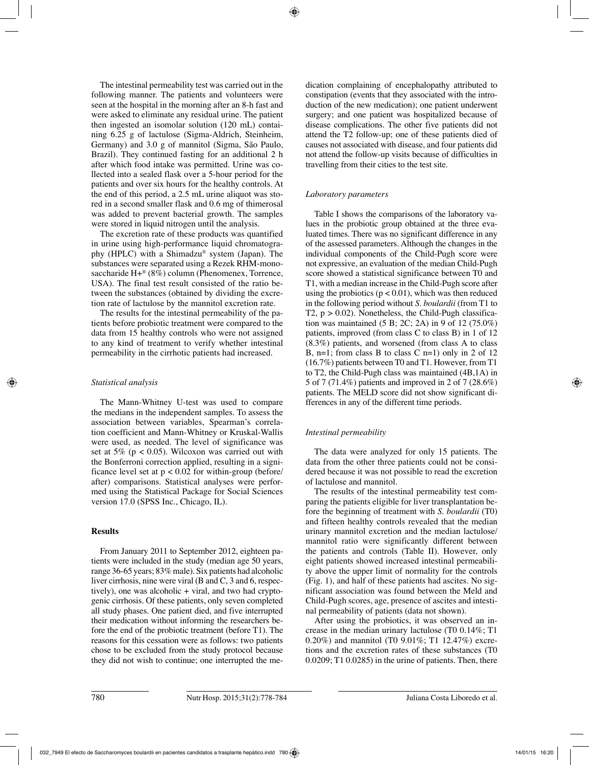The intestinal permeability test was carried out in the following manner. The patients and volunteers were seen at the hospital in the morning after an 8-h fast and were asked to eliminate any residual urine. The patient then ingested an isomolar solution (120 mL) containing 6.25 g of lactulose (Sigma-Aldrich, Steinheim, Germany) and 3.0 g of mannitol (Sigma, São Paulo, Brazil). They continued fasting for an additional 2 h after which food intake was permitted. Urine was collected into a sealed flask over a 5-hour period for the patients and over six hours for the healthy controls. At the end of this period, a 2.5 mL urine aliquot was stored in a second smaller flask and 0.6 mg of thimerosal was added to prevent bacterial growth. The samples were stored in liquid nitrogen until the analysis.

The excretion rate of these products was quantified in urine using high-performance liquid chromatography (HPLC) with a Shimadzu® system (Japan). The substances were separated using a Rezek RHM-monosaccharide H+® (8%) column (Phenomenex, Torrence, USA). The final test result consisted of the ratio between the substances (obtained by dividing the excretion rate of lactulose by the mannitol excretion rate.

The results for the intestinal permeability of the patients before probiotic treatment were compared to the data from 15 healthy controls who were not assigned to any kind of treatment to verify whether intestinal permeability in the cirrhotic patients had increased.

*Statistical analysis*

The Mann-Whitney U-test was used to compare the medians in the independent samples. To assess the association between variables, Spearman's correlation coefficient and Mann-Whitney or Kruskal-Wallis were used, as needed. The level of significance was set at 5% ($p < 0.05$). Wilcoxon was carried out with the Bonferroni correction applied, resulting in a significance level set at $p < 0.02$ for within-group (before/after) comparisons. Statistical analyses were performed using the Statistical Package for Social Sciences version 17.0 (SPSS Inc., Chicago, IL).

## Results

From January 2011 to September 2012, eighteen patients were included in the study (median age 50 years, range 36-65 years; 83% male). Six patients had alcoholic liver cirrhosis, nine were viral (B and C, 3 and 6, respectively), one was alcoholic + viral, and two had cryptogenic cirrhosis. Of these patients, only seven completed all study phases. One patient died, and five interrupted their medication without informing the researchers before the end of the probiotic treatment (before T1). The reasons for this cessation were as follows: two patients chose to be excluded from the study protocol because they did not wish to continue; one interrupted the medication complaining of encephalopathy attributed to constipation (events that they associated with the introduction of the new medication); one patient underwent surgery; and one patient was hospitalized because of disease complications. The other five patients did not attend the T2 follow-up; one of these patients died of causes not associated with disease, and four patients did not attend the follow-up visits because of difficulties in travelling from their cities to the test site.

*Laboratory parameters*

Table I shows the comparisons of the laboratory values in the probiotic group obtained at the three evaluated times. There was no significant difference in any of the assessed parameters. Although the changes in the individual components of the Child-Pugh score were not expressive, an evaluation of the median Child-Pugh score showed a statistical significance between T0 and T1, with a median increase in the Child-Pugh score after using the probiotics ($p < 0.01$), which was then reduced in the following period without *S. boulardii* (from T1 to T2, $p > 0.02$). Nonetheless, the Child-Pugh classification was maintained (5 B; 2C; 2A) in 9 of 12 (75.0%) patients, improved (from class C to class B) in 1 of 12 (8.3%) patients, and worsened (from class A to class B, n=1; from class B to class C n=1) only in 2 of 12 (16.7%) patients between T0 and T1. However, from T1 to T2, the Child-Pugh class was maintained (4B,1A) in 5 of 7 (71.4%) patients and improved in 2 of 7 (28.6%) patients. The MELD score did not show significant differences in any of the different time periods.

*Intestinal permeability*

The data were analyzed for only 15 patients. The data from the other three patients could not be considered because it was not possible to read the excretion of lactulose and mannitol.

The results of the intestinal permeability test comparing the patients eligible for liver transplantation before the beginning of treatment with *S. boulardii* (T0) and fifteen healthy controls revealed that the median urinary mannitol excretion and the median lactulose/mannitol ratio were significantly different between the patients and controls (Table II). However, only eight patients showed increased intestinal permeability above the upper limit of normality for the controls (Fig. 1), and half of these patients had ascites. No significant association was found between the Meld and Child-Pugh scores, age, presence of ascites and intestinal permeability of patients (data not shown).

After using the probiotics, it was observed an increase in the median urinary lactulose (T0 0.14%; T1 0.20%) and mannitol (T0 9.01%; T1 12.47%) excretions and the excretion rates of these substances (T0 0.0209; T1 0.0285) in the urine of patients. Then, there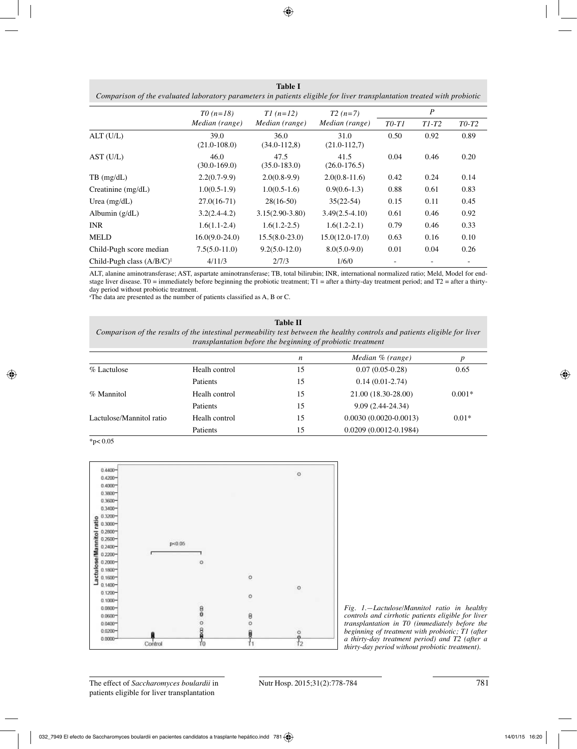**Table I**
*Comparison of the evaluated laboratory parameters in patients eligible for liver transplantation treated with probiotic*

| | T0 (n=18) Median (range) | T1 (n=12) Median (range) | T2 (n=7) Median (range) | P T0-T1 | P T1-T2 | P T0-T2 |
|---|---|---|---|---|---|---|
| ALT (U/L) | 39.0 (21.0-108.0) | 36.0 (34.0-112,8) | 31.0 (21.0-112,7) | 0.50 | 0.92 | 0.89 |
| AST (U/L) | 46.0 (30.0-169.0) | 47.5 (35.0-183.0) | 41.5 (26.0-176.5) | 0.04 | 0.46 | 0.20 |
| TB (mg/dL) | 2.2(0.7-9.9) | 2.0(0.8-9.9) | 2.0(0.8-11.6) | 0.42 | 0.24 | 0.14 |
| Creatinine (mg/dL) | 1.0(0.5-1.9) | 1.0(0.5-1.6) | 0.9(0.6-1.3) | 0.88 | 0.61 | 0.83 |
| Urea (mg/dL) | 27.0(16-71) | 28(16-50) | 35(22-54) | 0.15 | 0.11 | 0.45 |
| Albumin (g/dL) | 3.2(2.4-4.2) | 3.15(2.90-3.80) | 3.49(2.5-4.10) | 0.61 | 0.46 | 0.92 |
| INR | 1.6(1.1-2.4) | 1.6(1.2-2.5) | 1.6(1.2-2.1) | 0.79 | 0.46 | 0.33 |
| MELD | 16.0(9.0-24.0) | 15.5(8.0-23.0) | 15.0(12.0-17.0) | 0.63 | 0.16 | 0.10 |
| Child-Pugh score median | 7.5(5.0-11.0) | 9.2(5.0-12.0) | 8.0(5.0-9.0) | 0.01 | 0.04 | 0.26 |
| Child-Pugh class (A/B/C)[‡] | 4/11/3 | 2/7/3 | 1/6/0 | - | - | - |

ALT, alanine aminotransferase; AST, aspartate aminotransferase; TB, total bilirubin; INR, international normalized ratio; Meld, Model for end-stage liver disease. T0 = immediately before beginning the probiotic treatment; T1 = after a thirty-day treatment period; and T2 = after a thirty-day period without probiotic treatment.
[a]The data are presented as the number of patients classified as A, B or C.

**Table II**
*Comparison of the results of the intestinal permeability test between the healthy controls and patients eligible for liver transplantation before the beginning of probiotic treatment*

| | | n | Median % (range) | p |
|---|---|---|---|---|
| % Lactulose | Healh control | 15 | 0.07 (0.05-0.28) | 0.65 |
| | Patients | 15 | 0.14 (0.01-2.74) | |
| % Mannitol | Healh control | 15 | 21.00 (18.30-28.00) | 0.001* |
| | Patients | 15 | 9.09 (2.44-24.34) | |
| Lactulose/Mannitol ratio | Healh control | 15 | 0.0030 (0.0020-0.0013) | 0.01* |
| | Patients | 15 | 0.0209 (0.0012-0.1984) | |

*$p < 0.05$

*Fig. 1.—Lactulose/Mannitol ratio in healthy controls and cirrhotic patients eligible for liver transplantation in T0 (immediately before the beginning of treatment with probiotic; T1 (after a thirty-day treatment period) and T2 (after a thirty-day period without probiotic treatment).*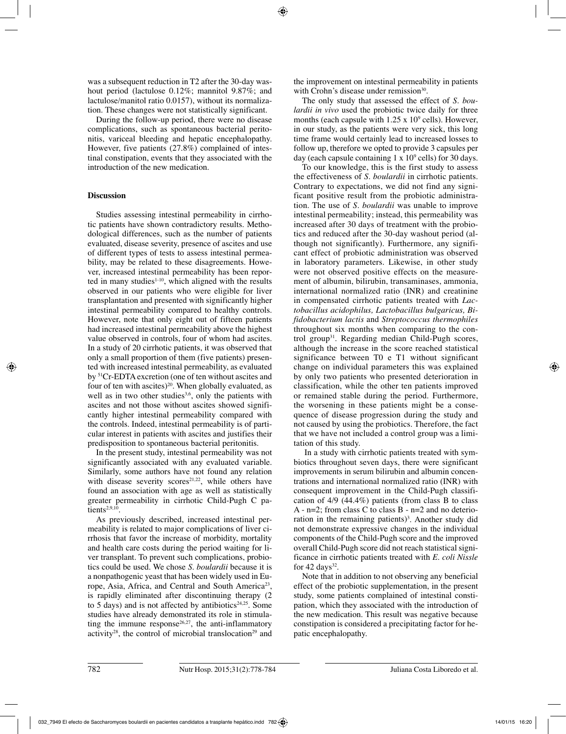was a subsequent reduction in T2 after the 30-day washout period (lactulose 0.12%; mannitol 9.87%; and lactulose/manitol ratio 0.0157), without its normalization. These changes were not statistically significant.

During the follow-up period, there were no disease complications, such as spontaneous bacterial peritonitis, variceal bleeding and hepatic encephalopathy. However, five patients (27.8%) complained of intestinal constipation, events that they associated with the introduction of the new medication.

## Discussion

Studies assessing intestinal permeability in cirrhotic patients have shown contradictory results. Methodological differences, such as the number of patients evaluated, disease severity, presence of ascites and use of different types of tests to assess intestinal permeability, may be related to these disagreements. However, increased intestinal permeability has been reported in many studies[1-10], which aligned with the results observed in our patients who were eligible for liver transplantation and presented with significantly higher intestinal permeability compared to healthy controls. However, note that only eight out of fifteen patients had increased intestinal permeability above the highest value observed in controls, four of whom had ascites. In a study of 20 cirrhotic patients, it was observed that only a small proportion of them (five patients) presented with increased intestinal permeability, as evaluated by $^{51}$Cr-EDTA excretion (one of ten without ascites and four of ten with ascites)[20]. When globally evaluated, as well as in two other studies[3,6], only the patients with ascites and not those without ascites showed significantly higher intestinal permeability compared with the controls. Indeed, intestinal permeability is of particular interest in patients with ascites and justifies their predisposition to spontaneous bacterial peritonitis.

In the present study, intestinal permeability was not significantly associated with any evaluated variable. Similarly, some authors have not found any relation with disease severity scores[21,22], while others have found an association with age as well as statistically greater permeability in cirrhotic Child-Pugh C patients[2,9,10].

As previously described, increased intestinal permeability is related to major complications of liver cirrhosis that favor the increase of morbidity, mortality and health care costs during the period waiting for liver transplant. To prevent such complications, probiotics could be used. We chose *S. boulardii* because it is a nonpathogenic yeast that has been widely used in Europe, Asia, Africa, and Central and South America[23], is rapidly eliminated after discontinuing therapy (2 to 5 days) and is not affected by antibiotics[24,25]. Some studies have already demonstrated its role in stimulating the immune response[26,27], the anti-inflammatory activity[28], the control of microbial translocation[29] and the improvement on intestinal permeability in patients with Crohn's disease under remission[30].

The only study that assessed the effect of *S. boulardii in vivo* used the probiotic twice daily for three months (each capsule with $1.25 \times 10^9$ cells). However, in our study, as the patients were very sick, this long time frame would certainly lead to increased losses to follow up, therefore we opted to provide 3 capsules per day (each capsule containing $1 \times 10^9$ cells) for 30 days.

To our knowledge, this is the first study to assess the effectiveness of *S. boulardii* in cirrhotic patients. Contrary to expectations, we did not find any significant positive result from the probiotic administration. The use of *S. boulardii* was unable to improve intestinal permeability; instead, this permeability was increased after 30 days of treatment with the probiotics and reduced after the 30-day washout period (although not significantly). Furthermore, any significant effect of probiotic administration was observed in laboratory parameters. Likewise, in other study were not observed positive effects on the measurement of albumin, bilirubin, transaminases, ammonia, international normalized ratio (INR) and creatinine in compensated cirrhotic patients treated with *Lactobacillus acidophilus, Lactobacillus bulgaricus, Bifidobacterium lactis* and *Streptococcus thermophiles* throughout six months when comparing to the control group[31]. Regarding median Child-Pugh scores, although the increase in the score reached statistical significance between T0 e T1 without significant change on individual parameters this was explained by only two patients who presented deterioration in classification, while the other ten patients improved or remained stable during the period. Furthermore, the worsening in these patients might be a consequence of disease progression during the study and not caused by using the probiotics. Therefore, the fact that we have not included a control group was a limitation of this study.

In a study with cirrhotic patients treated with symbiotics throughout seven days, there were significant improvements in serum bilirubin and albumin concentrations and international normalized ratio (INR) with consequent improvement in the Child-Pugh classification of 4/9 (44.4%) patients (from class B to class A - n=2; from class C to class B - n=2 and no deterioration in the remaining patients)[3]. Another study did not demonstrate expressive changes in the individual components of the Child-Pugh score and the improved overall Child-Pugh score did not reach statistical significance in cirrhotic patients treated with *E. coli Nissle* for 42 days[32].

Note that in addition to not observing any beneficial effect of the probiotic supplementation, in the present study, some patients complained of intestinal constipation, which they associated with the introduction of the new medication. This result was negative because constipation is considered a precipitating factor for hepatic encephalopathy.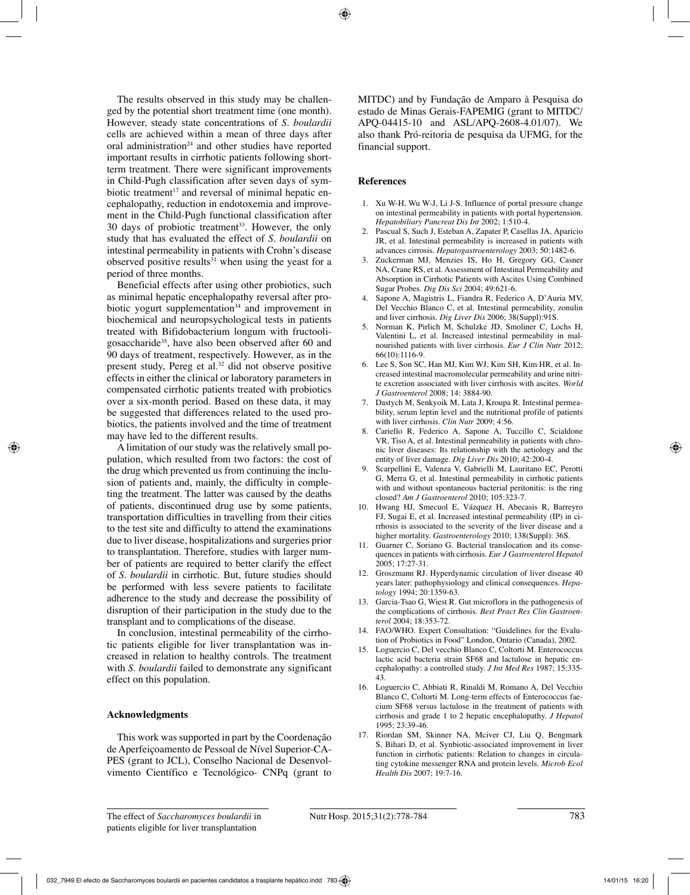The results observed in this study may be challenged by the potential short treatment time (one month). However, steady state concentrations of *S. boulardii* cells are achieved within a mean of three days after oral administration[24] and other studies have reported important results in cirrhotic patients following short-term treatment. There were significant improvements in Child-Pugh classification after seven days of symbiotic treatment[17] and reversal of minimal hepatic encephalopathy, reduction in endotoxemia and improvement in the Child-Pugh functional classification after 30 days of probiotic treatment[33]. However, the only study that has evaluated the effect of *S. boulardii* on intestinal permeability in patients with Crohn's disease observed positive results[31] when using the yeast for a period of three months.

Beneficial effects after using other probiotics, such as minimal hepatic encephalopathy reversal after probiotic yogurt supplementation[34] and improvement in biochemical and neuropsychological tests in patients treated with Bifidobacterium longum with fructooligosaccharide[35], have also been observed after 60 and 90 days of treatment, respectively. However, as in the present study, Pereg et al.[32] did not observe positive effects in either the clinical or laboratory parameters in compensated cirrhotic patients treated with probiotics over a six-month period. Based on these data, it may be suggested that differences related to the used probiotics, the patients involved and the time of treatment may have led to the different results.

A limitation of our study was the relatively small population, which resulted from two factors: the cost of the drug which prevented us from continuing the inclusion of patients and, mainly, the difficulty in completing the treatment. The latter was caused by the deaths of patients, discontinued drug use by some patients, transportation difficulties in travelling from their cities to the test site and difficulty to attend the examinations due to liver disease, hospitalizations and surgeries prior to transplantation. Therefore, studies with larger number of patients are required to better clarify the effect of *S. boulardii* in cirrhotic. But, future studies should be performed with less severe patients to facilitate adherence to the study and decrease the possibility of disruption of their participation in the study due to the transplant and to complications of the disease.

In conclusion, intestinal permeability of the cirrhotic patients eligible for liver transplantation was increased in relation to healthy controls. The treatment with *S. boulardii* failed to demonstrate any significant effect on this population.

## Acknowledgments

This work was supported in part by the Coordenação de Aperfeiçoamento de Pessoal de Nível Superior-CAPES (grant to JCL), Conselho Nacional de Desenvolvimento Científico e Tecnológico- CNPq (grant to MITDC) and by Fundação de Amparo à Pesquisa do estado de Minas Gerais-FAPEMIG (grant to MITDC/APQ-04415-10 and ASL/APQ-2608-4.01/07). We also thank Pró-reitoria de pesquisa da UFMG, for the financial support.

## References

1. Xu W-H, Wu W-J, Li J-S. Influence of portal pressure change on intestinal permeability in patients with portal hypertension. *Hepatobiliary Pancreat Dis Int* 2002; 1:510-4.
2. Pascual S, Such J, Esteban A, Zapater P, Casellas JA, Aparicio JR, et al. Intestinal permeability is increased in patients with advances cirrosis. *Hepatogastroenterology* 2003; 50:1482-6.
3. Zuckerman MJ, Menzies IS, Ho H, Gregory GG, Casner NA, Crane RS, et al. Assessment of Intestinal Permeability and Absorption in Cirrhotic Patients with Ascites Using Combined Sugar Probes. *Dig Dis Sci* 2004; 49:621-6.
4. Sapone A, Magistris L, Fiandra R, Federico A, D'Auria MV, Del Vecchio Blanco C, et al. Intestinal permeability, zonulin and liver cirrhosis. *Dig Liver Dis* 2006; 38(Suppl):91S.
5. Norman K, Pirlich M, Schulzke JD, Smoliner C, Lochs H, Valentini L, et al. Increased intestinal permeability in malnourished patients with liver cirrhosis. *Eur J Clin Nutr* 2012; 66(10):1116-9.
6. Lee S, Son SC, Han MJ, Kim WJ, Kim SH, Kim HR, et al. Increased intestinal macromolecular permeability and urine nitrite excretion associated with liver cirrhosis with ascites. *World J Gastroenterol* 2008; 14: 3884-90.
7. Dastych M, Senkyoik M, Lata J, Kroupa R. Intestinal permeability, serum leptin level and the nutritional profile of patients with liver cirrhosis. *Clin Nutr* 2009; 4:56.
8. Cariello R, Federico A, Sapone A, Tuccillo C, Scialdone VR, Tiso A, et al. Intestinal permeability in patients with chronic liver diseases: Its relationship with the aetiology and the entity of liver damage. *Dig Liver Dis* 2010; 42:200-4.
9. Scarpellini E, Valenza V, Gabrielli M, Lauritano EC, Perotti G, Merra G, et al. Intestinal permeability in cirrhotic patients with and without spontaneous bacterial peritonitis: is the ring closed? *Am J Gastroenterol* 2010; 105:323-7.
10. Hwang HJ, Smecuol E, Vázquez H, Abecasis R, Barreyro FJ, Sugai E, et al. Increased intestinal permeability (IP) in cirrhosis is associated to the severity of the liver disease and a higher mortality. *Gastroenterology* 2010; 138(Suppl): 36S.
11. Guarner C, Soriano G. Bacterial translocation and its consequences in patients with cirrhosis. *Eur J Gastroenterol Hepatol* 2005; 17:27-31.
12. Groszmann RJ. Hyperdynamic circulation of liver disease 40 years later: pathophysiology and clinical consequences. *Hepatology* 1994; 20:1359-63.
13. Garcia-Tsao G, Wiest R. Gut microflora in the pathogenesis of the complications of cirrhosis. *Best Pract Res Clin Gastroenterol* 2004; 18:353-72.
14. FAO/WHO. Expert Consultation: "Guidelines for the Evalution of Probiotics in Food" London, Ontario (Canada), 2002.
15. Loguercio C, Del vecchio Blanco C, Coltorti M. Enterococcus lactic acid bacteria strain SF68 and lactulose in hepatic encephalopathy: a controlled study. *J Int Med Res* 1987; 15:335-43.
16. Loguercio C, Abbiati R, Rinaldi M, Romano A, Del Vecchio Blanco C, Coltorti M. Long-term effects of Enterococcus faecium SF68 versus lactulose in the treatment of patients with cirrhosis and grade 1 to 2 hepatic encephalopathy. *J Hepatol* 1995; 23:39-46.
17. Riordan SM, Skinner NA, Mciver CJ, Liu Q, Bengmark S, Bihari D, et al. Synbiotic-associated improvement in liver function in cirrhotic patients: Relation to changes in circulating cytokine messenger RNA and protein levels. *Microb Ecol Health Dis* 2007; 19:7-16.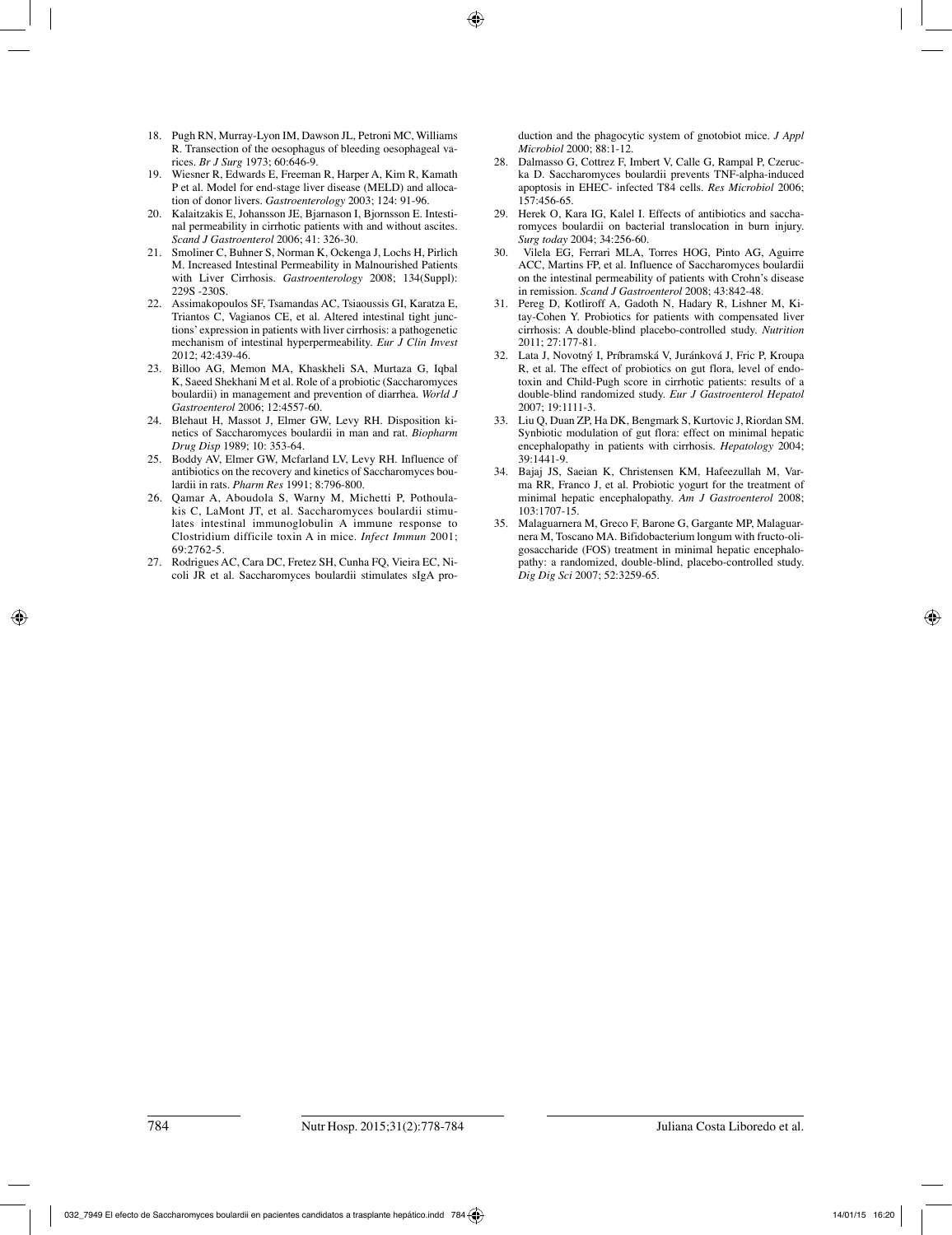18. Pugh RN, Murray-Lyon IM, Dawson JL, Petroni MC, Williams R. Transection of the oesophagus of bleeding oesophageal varices. *Br J Surg* 1973; 60:646-9.
19. Wiesner R, Edwards E, Freeman R, Harper A, Kim R, Kamath P et al. Model for end-stage liver disease (MELD) and allocation of donor livers. *Gastroenterology* 2003; 124: 91-96.
20. Kalaitzakis E, Johansson JE, Bjarnason I, Bjornsson E. Intestinal permeability in cirrhotic patients with and without ascites. *Scand J Gastroenterol* 2006; 41: 326-30.
21. Smoliner C, Buhner S, Norman K, Ockenga J, Lochs H, Pirlich M. Increased Intestinal Permeability in Malnourished Patients with Liver Cirrhosis. *Gastroenterology* 2008; 134(Suppl): 229S -230S.
22. Assimakopoulos SF, Tsamandas AC, Tsiaoussis GI, Karatza E, Triantos C, Vagianos CE, et al. Altered intestinal tight junctions' expression in patients with liver cirrhosis: a pathogenetic mechanism of intestinal hyperpermeability. *Eur J Clin Invest* 2012; 42:439-46.
23. Billoo AG, Memon MA, Khaskheli SA, Murtaza G, Iqbal K, Saeed Shekhani M et al. Role of a probiotic (Saccharomyces boulardii) in management and prevention of diarrhea. *World J Gastroenterol* 2006; 12:4557-60.
24. Blehaut H, Massot J, Elmer GW, Levy RH. Disposition kinetics of Saccharomyces boulardii in man and rat. *Biopharm Drug Disp* 1989; 10: 353-64.
25. Boddy AV, Elmer GW, Mcfarland LV, Levy RH. Influence of antibiotics on the recovery and kinetics of Saccharomyces boulardii in rats. *Pharm Res* 1991; 8:796-800.
26. Qamar A, Aboudola S, Warny M, Michetti P, Pothoulakis C, LaMont JT, et al. Saccharomyces boulardii stimulates intestinal immunoglobulin A immune response to Clostridium difficile toxin A in mice. *Infect Immun* 2001; 69:2762-5.
27. Rodrigues AC, Cara DC, Fretez SH, Cunha FQ, Vieira EC, Nicoli JR et al. Saccharomyces boulardii stimulates sIgA production and the phagocytic system of gnotobiot mice. *J Appl Microbiol* 2000; 88:1-12.
28. Dalmasso G, Cottrez F, Imbert V, Calle G, Rampal P, Czerucka D. Saccharomyces boulardii prevents TNF-alpha-induced apoptosis in EHEC- infected T84 cells. *Res Microbiol* 2006; 157:456-65.
29. Herek O, Kara IG, Kalel I. Effects of antibiotics and saccharomyces boulardii on bacterial translocation in burn injury. *Surg today* 2004; 34:256-60.
30. Vilela EG, Ferrari MLA, Torres HOG, Pinto AG, Aguirre ACC, Martins FP, et al. Influence of Saccharomyces boulardii on the intestinal permeability of patients with Crohn's disease in remission. *Scand J Gastroenterol* 2008; 43:842-48.
31. Pereg D, Kotliroff A, Gadoth N, Hadary R, Lishner M, Kitay-Cohen Y. Probiotics for patients with compensated liver cirrhosis: A double-blind placebo-controlled study. *Nutrition* 2011; 27:177-81.
32. Lata J, Novotný I, Príbramská V, Juránková J, Fric P, Kroupa R, et al. The effect of probiotics on gut flora, level of endotoxin and Child-Pugh score in cirrhotic patients: results of a double-blind randomized study. *Eur J Gastroenterol Hepatol* 2007; 19:1111-3.
33. Liu Q, Duan ZP, Ha DK, Bengmark S, Kurtovic J, Riordan SM. Synbiotic modulation of gut flora: effect on minimal hepatic encephalopathy in patients with cirrhosis. *Hepatology* 2004; 39:1441-9.
34. Bajaj JS, Saeian K, Christensen KM, Hafeezullah M, Varma RR, Franco J, et al. Probiotic yogurt for the treatment of minimal hepatic encephalopathy. *Am J Gastroenterol* 2008; 103:1707-15.
35. Malaguarnera M, Greco F, Barone G, Gargante MP, Malaguarnera M, Toscano MA. Bifidobacterium longum with fructo-oligosaccharide (FOS) treatment in minimal hepatic encephalopathy: a randomized, double-blind, placebo-controlled study. *Dig Dig Sci* 2007; 52:3259-65.